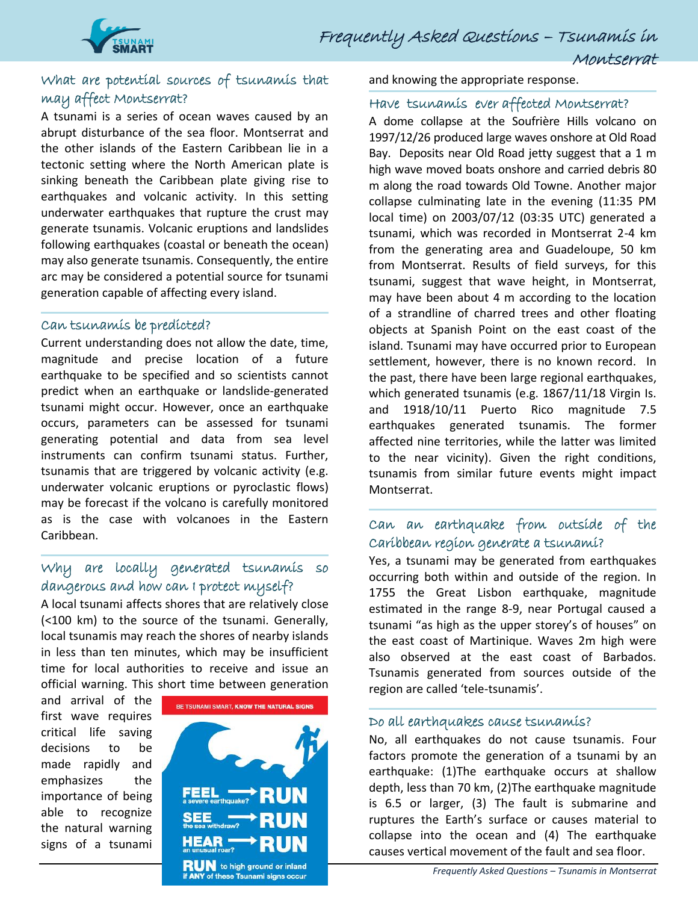# Frequently Asked Questions – Tsunamis in Montserrat

## What are potential sources of tsunamis that may affect Montserrat?

A tsunami is a series of ocean waves caused by an abrupt disturbance of the sea floor. Montserrat and the other islands of the Eastern Caribbean lie in a tectonic setting where the North American plate is sinking beneath the Caribbean plate giving rise to earthquakes and volcanic activity. In this setting underwater earthquakes that rupture the crust may generate tsunamis. Volcanic eruptions and landslides following earthquakes (coastal or beneath the ocean) may also generate tsunamis. Consequently, the entire arc may be considered a potential source for tsunami generation capable of affecting every island.

## Can tsunamis be predicted?

Current understanding does not allow the date, time, magnitude and precise location of a future earthquake to be specified and so scientists cannot predict when an earthquake or landslide-generated tsunami might occur. However, once an earthquake occurs, parameters can be assessed for tsunami generating potential and data from sea level instruments can confirm tsunami status. Further, tsunamis that are triggered by volcanic activity (e.g. underwater volcanic eruptions or pyroclastic flows) may be forecast if the volcano is carefully monitored as is the case with volcanoes in the Eastern Caribbean.

## Why are locally generated tsunamis so dangerous and how can I protect myself?

A local tsunami affects shores that are relatively close (<100 km) to the source of the tsunami. Generally, local tsunamis may reach the shores of nearby islands in less than ten minutes, which may be insufficient time for local authorities to receive and issue an official warning. This short time between generation and arrival of the first wave requires critical life saving decisions to be made rapidly and emphasizes the importance of being able to recognize the natural warning signs of a tsunami and knowing the appropriate response.

BE TSUNAMI SMART, KNOW THE NATURAL SIGNS

FEEL a severe earthquake? → RUN
SEE the sea withdraw? → RUN
HEAR an unusual roar? → RUN

RUN to high ground or inland if ANY of these Tsunami signs occur

## Have tsunamis ever affected Montserrat?

A dome collapse at the Soufrière Hills volcano on 1997/12/26 produced large waves onshore at Old Road Bay. Deposits near Old Road jetty suggest that a 1 m high wave moved boats onshore and carried debris 80 m along the road towards Old Towne. Another major collapse culminating late in the evening (11:35 PM local time) on 2003/07/12 (03:35 UTC) generated a tsunami, which was recorded in Montserrat 2-4 km from the generating area and Guadeloupe, 50 km from Montserrat. Results of field surveys, for this tsunami, suggest that wave height, in Montserrat, may have been about 4 m according to the location of a strandline of charred trees and other floating objects at Spanish Point on the east coast of the island. Tsunami may have occurred prior to European settlement, however, there is no known record. In the past, there have been large regional earthquakes, which generated tsunamis (e.g. 1867/11/18 Virgin Is. and 1918/10/11 Puerto Rico magnitude 7.5 earthquakes generated tsunamis. The former affected nine territories, while the latter was limited to the near vicinity). Given the right conditions, tsunamis from similar future events might impact Montserrat.

## Can an earthquake from outside of the Caribbean region generate a tsunami?

Yes, a tsunami may be generated from earthquakes occurring both within and outside of the region. In 1755 the Great Lisbon earthquake, magnitude estimated in the range 8-9, near Portugal caused a tsunami "as high as the upper storey's of houses" on the east coast of Martinique. Waves 2m high were also observed at the east coast of Barbados. Tsunamis generated from sources outside of the region are called 'tele-tsunamis'.

## Do all earthquakes cause tsunamis?

No, all earthquakes do not cause tsunamis. Four factors promote the generation of a tsunami by an earthquake: (1)The earthquake occurs at shallow depth, less than 70 km, (2)The earthquake magnitude is 6.5 or larger, (3) The fault is submarine and ruptures the Earth's surface or causes material to collapse into the ocean and (4) The earthquake causes vertical movement of the fault and sea floor.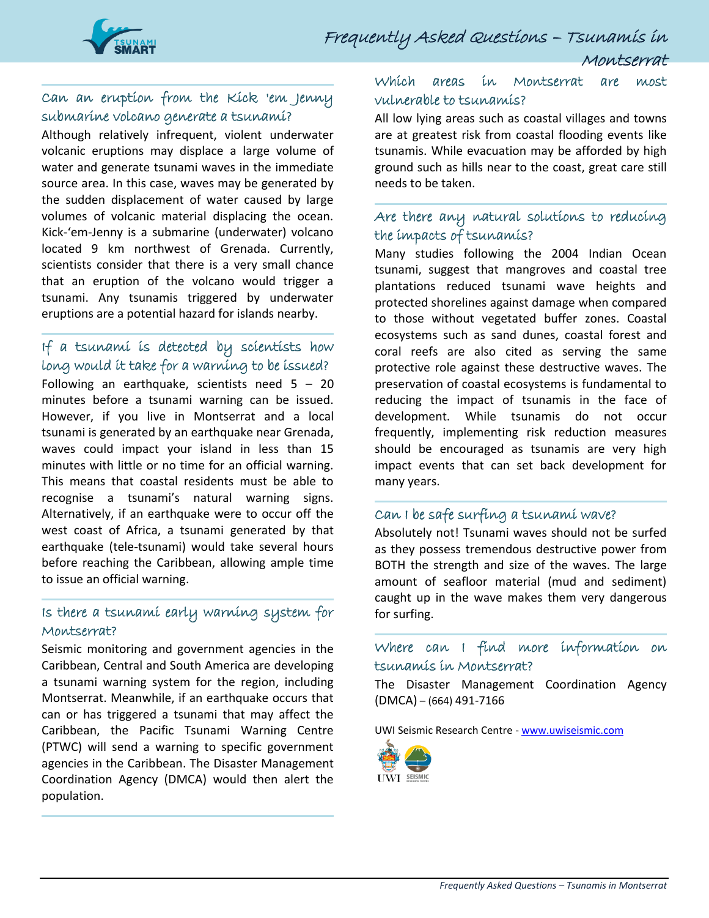## Can an eruption from the Kick 'em Jenny submarine volcano generate a tsunami?

Although relatively infrequent, violent underwater volcanic eruptions may displace a large volume of water and generate tsunami waves in the immediate source area. In this case, waves may be generated by the sudden displacement of water caused by large volumes of volcanic material displacing the ocean. Kick-'em-Jenny is a submarine (underwater) volcano located 9 km northwest of Grenada. Currently, scientists consider that there is a very small chance that an eruption of the volcano would trigger a tsunami. Any tsunamis triggered by underwater eruptions are a potential hazard for islands nearby.

## If a tsunami is detected by scientists how long would it take for a warning to be issued?

Following an earthquake, scientists need 5 – 20 minutes before a tsunami warning can be issued. However, if you live in Montserrat and a local tsunami is generated by an earthquake near Grenada, waves could impact your island in less than 15 minutes with little or no time for an official warning. This means that coastal residents must be able to recognise a tsunami's natural warning signs. Alternatively, if an earthquake were to occur off the west coast of Africa, a tsunami generated by that earthquake (tele-tsunami) would take several hours before reaching the Caribbean, allowing ample time to issue an official warning.

## Is there a tsunami early warning system for Montserrat?

Seismic monitoring and government agencies in the Caribbean, Central and South America are developing a tsunami warning system for the region, including Montserrat. Meanwhile, if an earthquake occurs that can or has triggered a tsunami that may affect the Caribbean, the Pacific Tsunami Warning Centre (PTWC) will send a warning to specific government agencies in the Caribbean. The Disaster Management Coordination Agency (DMCA) would then alert the population.

## Which areas in Montserrat are most vulnerable to tsunamis?

All low lying areas such as coastal villages and towns are at greatest risk from coastal flooding events like tsunamis. While evacuation may be afforded by high ground such as hills near to the coast, great care still needs to be taken.

## Are there any natural solutions to reducing the impacts of tsunamis?

Many studies following the 2004 Indian Ocean tsunami, suggest that mangroves and coastal tree plantations reduced tsunami wave heights and protected shorelines against damage when compared to those without vegetated buffer zones. Coastal ecosystems such as sand dunes, coastal forest and coral reefs are also cited as serving the same protective role against these destructive waves. The preservation of coastal ecosystems is fundamental to reducing the impact of tsunamis in the face of development. While tsunamis do not occur frequently, implementing risk reduction measures should be encouraged as tsunamis are very high impact events that can set back development for many years.

## Can I be safe surfing a tsunami wave?

Absolutely not! Tsunami waves should not be surfed as they possess tremendous destructive power from BOTH the strength and size of the waves. The large amount of seafloor material (mud and sediment) caught up in the wave makes them very dangerous for surfing.

## Where can I find more information on tsunamis in Montserrat?

The Disaster Management Coordination Agency (DMCA) – (664) 491-7166

UWI Seismic Research Centre - www.uwiseismic.com